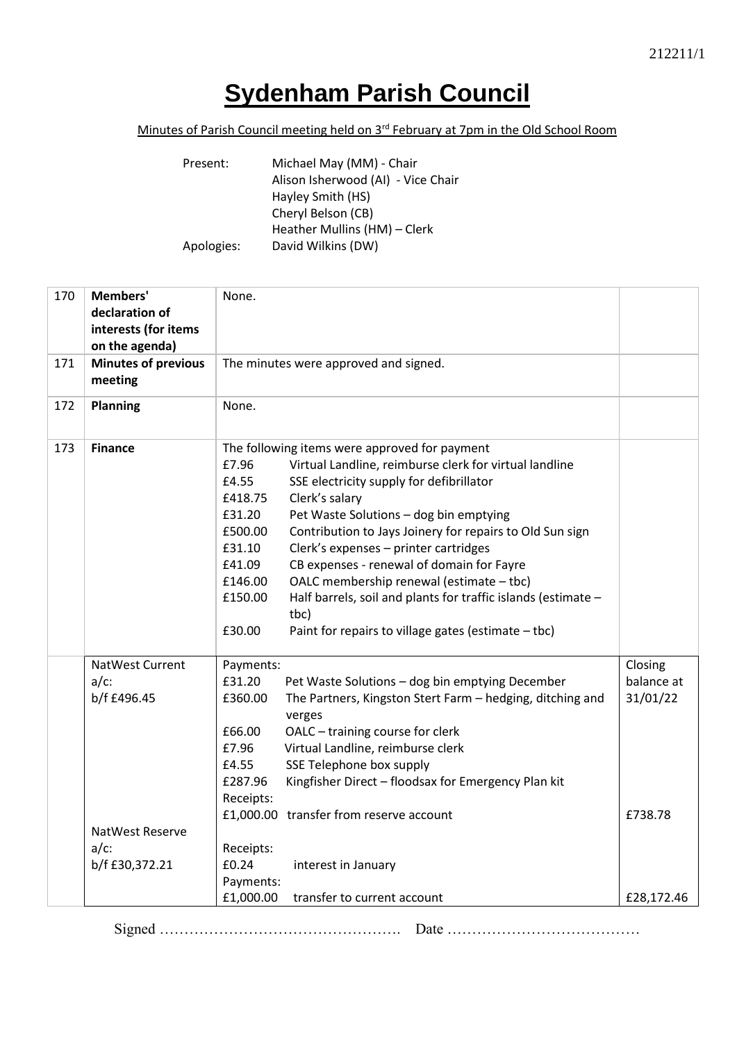# Sydenham Parish Council

Minutes of Parish Council meeting held on 3rd February at 7pm in the Old School Room

Present: Michael May (MM) - Chair
Alison Isherwood (AI) - Vice Chair
Hayley Smith (HS)
Cheryl Belson (CB)
Heather Mullins (HM) – Clerk

Apologies: David Wilkins (DW)

| | | | |
|---|---|---|---|
| 170 | **Members' declaration of interests (for items on the agenda)** | None. | |
| 171 | **Minutes of previous meeting** | The minutes were approved and signed. | |
| 172 | **Planning** | None. | |
| 173 | **Finance** | The following items were approved for payment<br>£7.96 Virtual Landline, reimburse clerk for virtual landline<br>£4.55 SSE electricity supply for defibrillator<br>£418.75 Clerk's salary<br>£31.20 Pet Waste Solutions – dog bin emptying<br>£500.00 Contribution to Jays Joinery for repairs to Old Sun sign<br>£31.10 Clerk's expenses – printer cartridges<br>£41.09 CB expenses - renewal of domain for Fayre<br>£146.00 OALC membership renewal (estimate – tbc)<br>£150.00 Half barrels, soil and plants for traffic islands (estimate – tbc)<br>£30.00 Paint for repairs to village gates (estimate – tbc) | |
| | NatWest Current a/c:<br>b/f £496.45 | Payments:<br>£31.20 Pet Waste Solutions – dog bin emptying December<br>£360.00 The Partners, Kingston Stert Farm – hedging, ditching and verges<br>£66.00 OALC – training course for clerk<br>£7.96 Virtual Landline, reimburse clerk<br>£4.55 SSE Telephone box supply<br>£287.96 Kingfisher Direct – floodsax for Emergency Plan kit<br>Receipts:<br>£1,000.00 transfer from reserve account | Closing balance at 31/01/22<br><br>£738.78 |
| | NatWest Reserve a/c:<br>b/f £30,372.21 | Receipts:<br>£0.24 interest in January<br>Payments:<br>£1,000.00 transfer to current account | £28,172.46 |

Signed …………………………………………. Date …………………………………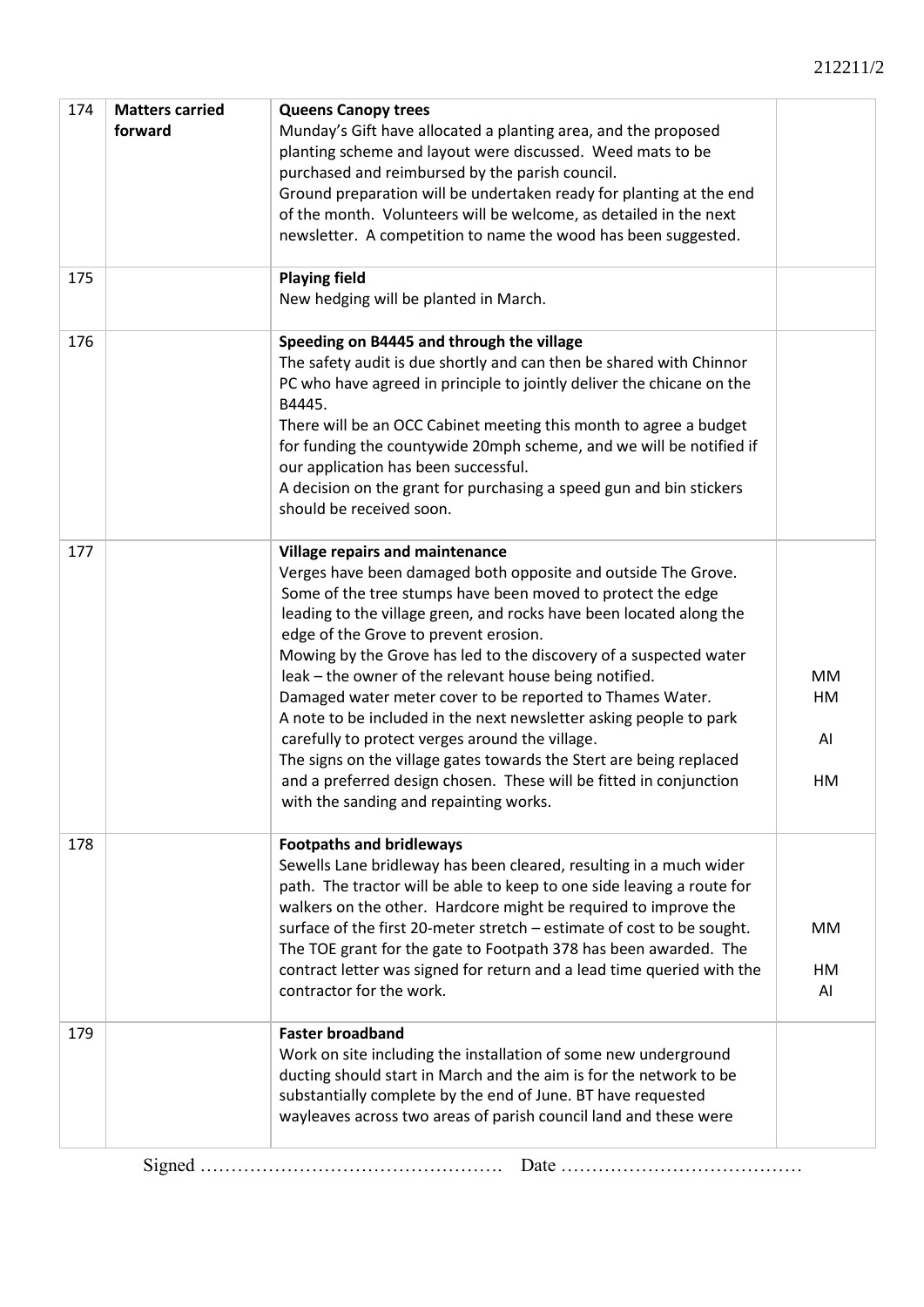| | | | |
|---|---|---|---|
| 174 | **Matters carried forward** | **Queens Canopy trees**<br>Munday's Gift have allocated a planting area, and the proposed planting scheme and layout were discussed. Weed mats to be purchased and reimbursed by the parish council.<br>Ground preparation will be undertaken ready for planting at the end of the month. Volunteers will be welcome, as detailed in the next newsletter. A competition to name the wood has been suggested. | |
| 175 | | **Playing field**<br>New hedging will be planted in March. | |
| 176 | | **Speeding on B4445 and through the village**<br>The safety audit is due shortly and can then be shared with Chinnor PC who have agreed in principle to jointly deliver the chicane on the B4445.<br>There will be an OCC Cabinet meeting this month to agree a budget for funding the countywide 20mph scheme, and we will be notified if our application has been successful.<br>A decision on the grant for purchasing a speed gun and bin stickers should be received soon. | |
| 177 | | **Village repairs and maintenance**<br>Verges have been damaged both opposite and outside The Grove. Some of the tree stumps have been moved to protect the edge leading to the village green, and rocks have been located along the edge of the Grove to prevent erosion.<br>Mowing by the Grove has led to the discovery of a suspected water leak – the owner of the relevant house being notified.<br>Damaged water meter cover to be reported to Thames Water.<br>A note to be included in the next newsletter asking people to park carefully to protect verges around the village.<br>The signs on the village gates towards the Stert are being replaced and a preferred design chosen. These will be fitted in conjunction with the sanding and repainting works. | MM<br>HM<br>AI<br>HM |
| 178 | | **Footpaths and bridleways**<br>Sewells Lane bridleway has been cleared, resulting in a much wider path. The tractor will be able to keep to one side leaving a route for walkers on the other. Hardcore might be required to improve the surface of the first 20-meter stretch – estimate of cost to be sought.<br>The TOE grant for the gate to Footpath 378 has been awarded. The contract letter was signed for return and a lead time queried with the contractor for the work. | MM<br>HM<br>AI |
| 179 | | **Faster broadband**<br>Work on site including the installation of some new underground ducting should start in March and the aim is for the network to be substantially complete by the end of June. BT have requested wayleaves across two areas of parish council land and these were | |

Signed …………………………………………. Date …………………………………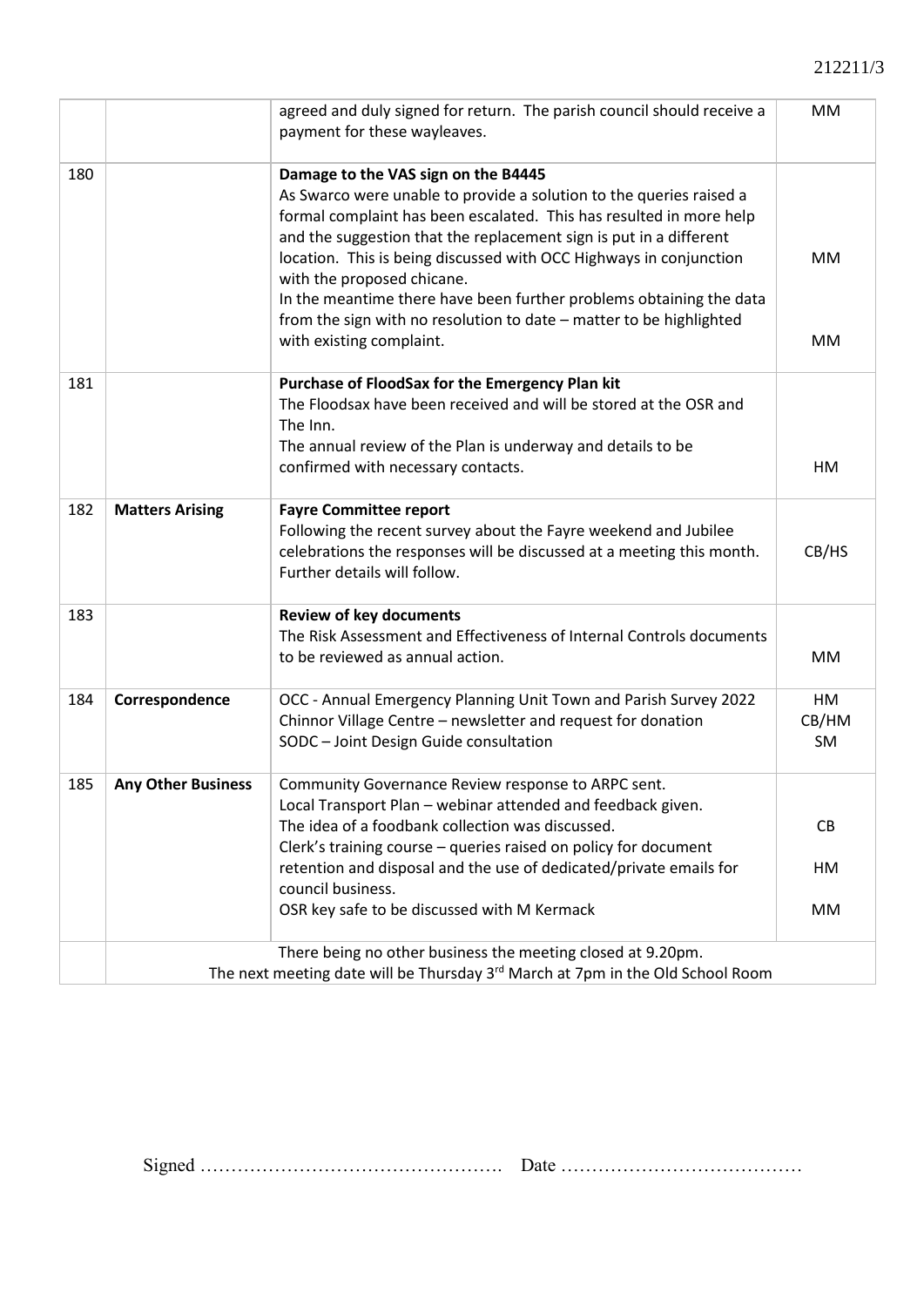| | | | |
|---|---|---|---|
| | | agreed and duly signed for return. The parish council should receive a payment for these wayleaves. | MM |
| 180 | | **Damage to the VAS sign on the B4445**<br>As Swarco were unable to provide a solution to the queries raised a formal complaint has been escalated. This has resulted in more help and the suggestion that the replacement sign is put in a different location. This is being discussed with OCC Highways in conjunction with the proposed chicane.<br>In the meantime there have been further problems obtaining the data from the sign with no resolution to date – matter to be highlighted with existing complaint. | MM<br><br>MM |
| 181 | | **Purchase of FloodSax for the Emergency Plan kit**<br>The Floodsax have been received and will be stored at the OSR and The Inn.<br>The annual review of the Plan is underway and details to be confirmed with necessary contacts. | HM |
| 182 | **Matters Arising** | **Fayre Committee report**<br>Following the recent survey about the Fayre weekend and Jubilee celebrations the responses will be discussed at a meeting this month. Further details will follow. | CB/HS |
| 183 | | **Review of key documents**<br>The Risk Assessment and Effectiveness of Internal Controls documents to be reviewed as annual action. | MM |
| 184 | **Correspondence** | OCC - Annual Emergency Planning Unit Town and Parish Survey 2022<br>Chinnor Village Centre – newsletter and request for donation<br>SODC – Joint Design Guide consultation | HM<br>CB/HM<br>SM |
| 185 | **Any Other Business** | Community Governance Review response to ARPC sent.<br>Local Transport Plan – webinar attended and feedback given.<br>The idea of a foodbank collection was discussed.<br>Clerk's training course – queries raised on policy for document retention and disposal and the use of dedicated/private emails for council business.<br>OSR key safe to be discussed with M Kermack | <br><br>CB<br><br>HM<br><br>MM |
| | There being no other business the meeting closed at 9.20pm.<br>The next meeting date will be Thursday 3rd March at 7pm in the Old School Room | | |

Signed …………………………………………. Date …………………………………